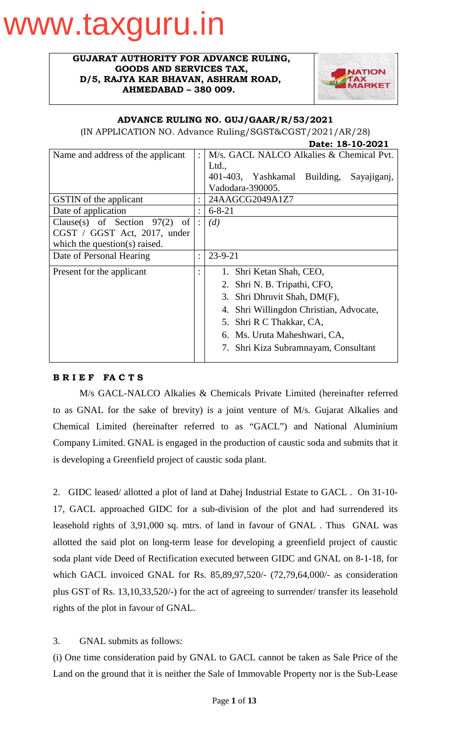**GUJARAT AUTHORITY FOR ADVANCE RULING, GOODS AND SERVICES TAX, D/5, RAJYA KAR BHAVAN, ASHRAM ROAD, AHMEDABAD – 380 009.**

**ADVANCE RULING NO. GUJ/GAAR/R/53/2021**

(IN APPLICATION NO. Advance Ruling/SGST&CGST/2021/AR/28)

**Date: 18-10-2021**

| | | |
|---|---|---|
| Name and address of the applicant | : | M/s. GACL NALCO Alkalies & Chemical Pvt. Ltd., 401-403, Yashkamal Building, Sayajiganj, Vadodara-390005. |
| GSTIN of the applicant | : | 24AAGCG2049A1Z7 |
| Date of application | : | 6-8-21 |
| Clause(s) of Section 97(2) of CGST / GGST Act, 2017, under which the question(s) raised. | : | *(d)* |
| Date of Personal Hearing | : | 23-9-21 |
| Present for the applicant | : | 1. Shri Ketan Shah, CEO,<br>2. Shri N. B. Tripathi, CFO,<br>3. Shri Dhruvit Shah, DM(F),<br>4. Shri Willingdon Christian, Advocate,<br>5. Shri R C Thakkar, CA,<br>6. Ms. Uruta Maheshwari, CA,<br>7. Shri Kiza Subramnayam, Consultant |

**B R I E F   F A C T S**

M/s GACL-NALCO Alkalies & Chemicals Private Limited (hereinafter referred to as GNAL for the sake of brevity) is a joint venture of M/s. Gujarat Alkalies and Chemical Limited (hereinafter referred to as "GACL") and National Aluminium Company Limited. GNAL is engaged in the production of caustic soda and submits that it is developing a Greenfield project of caustic soda plant.

2. GIDC leased/ allotted a plot of land at Dahej Industrial Estate to GACL . On 31-10-17, GACL approached GIDC for a sub-division of the plot and had surrendered its leasehold rights of 3,91,000 sq. mtrs. of land in favour of GNAL . Thus GNAL was allotted the said plot on long-term lease for developing a greenfield project of caustic soda plant vide Deed of Rectification executed between GIDC and GNAL on 8-1-18, for which GACL invoiced GNAL for Rs. 85,89,97,520/- (72,79,64,000/- as consideration plus GST of Rs. 13,10,33,520/-) for the act of agreeing to surrender/ transfer its leasehold rights of the plot in favour of GNAL.

3. GNAL submits as follows:

(i) One time consideration paid by GNAL to GACL cannot be taken as Sale Price of the Land on the ground that it is neither the Sale of Immovable Property nor is the Sub-Lease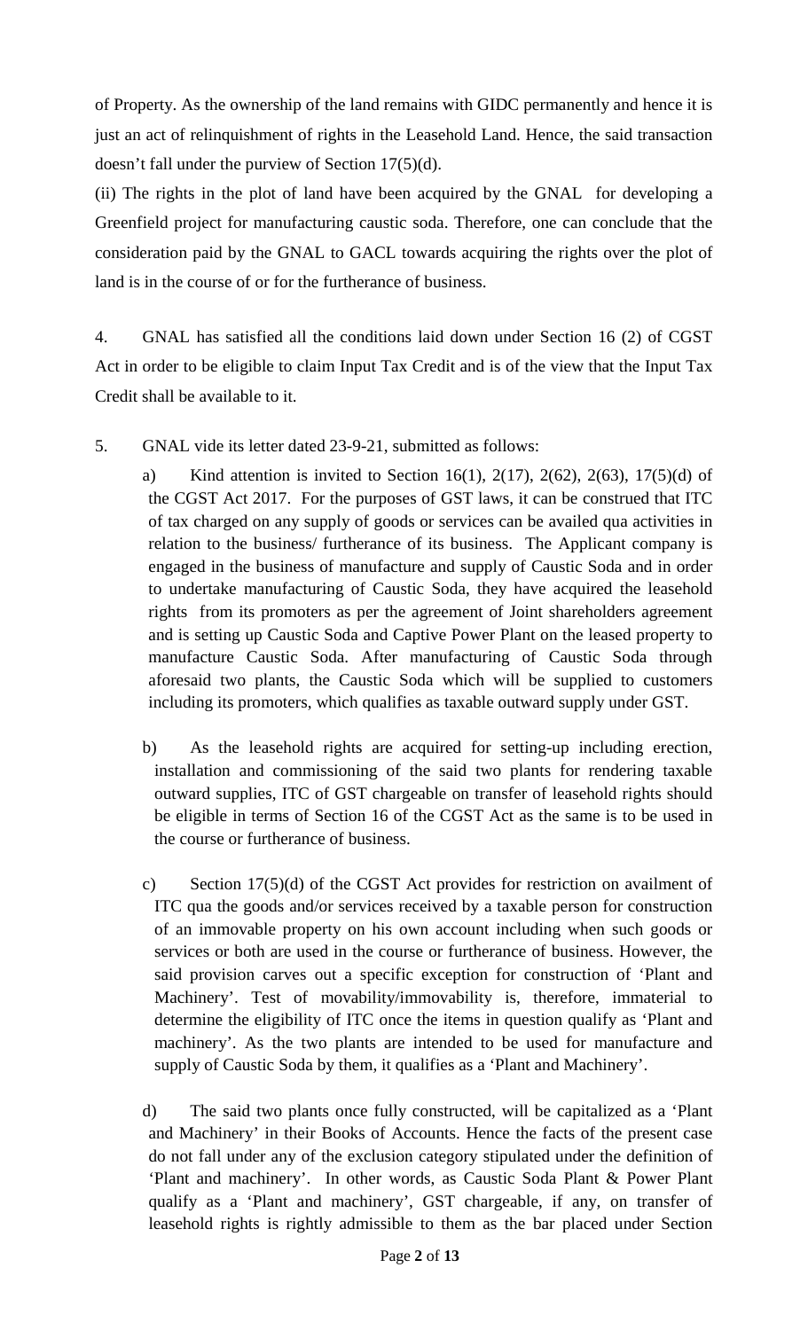of Property. As the ownership of the land remains with GIDC permanently and hence it is just an act of relinquishment of rights in the Leasehold Land. Hence, the said transaction doesn't fall under the purview of Section 17(5)(d).

(ii) The rights in the plot of land have been acquired by the GNAL for developing a Greenfield project for manufacturing caustic soda. Therefore, one can conclude that the consideration paid by the GNAL to GACL towards acquiring the rights over the plot of land is in the course of or for the furtherance of business.

4. GNAL has satisfied all the conditions laid down under Section 16 (2) of CGST Act in order to be eligible to claim Input Tax Credit and is of the view that the Input Tax Credit shall be available to it.

5. GNAL vide its letter dated 23-9-21, submitted as follows:

a) Kind attention is invited to Section 16(1), 2(17), 2(62), 2(63), 17(5)(d) of the CGST Act 2017. For the purposes of GST laws, it can be construed that ITC of tax charged on any supply of goods or services can be availed qua activities in relation to the business/ furtherance of its business. The Applicant company is engaged in the business of manufacture and supply of Caustic Soda and in order to undertake manufacturing of Caustic Soda, they have acquired the leasehold rights from its promoters as per the agreement of Joint shareholders agreement and is setting up Caustic Soda and Captive Power Plant on the leased property to manufacture Caustic Soda. After manufacturing of Caustic Soda through aforesaid two plants, the Caustic Soda which will be supplied to customers including its promoters, which qualifies as taxable outward supply under GST.

b) As the leasehold rights are acquired for setting-up including erection, installation and commissioning of the said two plants for rendering taxable outward supplies, ITC of GST chargeable on transfer of leasehold rights should be eligible in terms of Section 16 of the CGST Act as the same is to be used in the course or furtherance of business.

c) Section 17(5)(d) of the CGST Act provides for restriction on availment of ITC qua the goods and/or services received by a taxable person for construction of an immovable property on his own account including when such goods or services or both are used in the course or furtherance of business. However, the said provision carves out a specific exception for construction of 'Plant and Machinery'. Test of movability/immovability is, therefore, immaterial to determine the eligibility of ITC once the items in question qualify as 'Plant and machinery'. As the two plants are intended to be used for manufacture and supply of Caustic Soda by them, it qualifies as a 'Plant and Machinery'.

d) The said two plants once fully constructed, will be capitalized as a 'Plant and Machinery' in their Books of Accounts. Hence the facts of the present case do not fall under any of the exclusion category stipulated under the definition of 'Plant and machinery'. In other words, as Caustic Soda Plant & Power Plant qualify as a 'Plant and machinery', GST chargeable, if any, on transfer of leasehold rights is rightly admissible to them as the bar placed under Section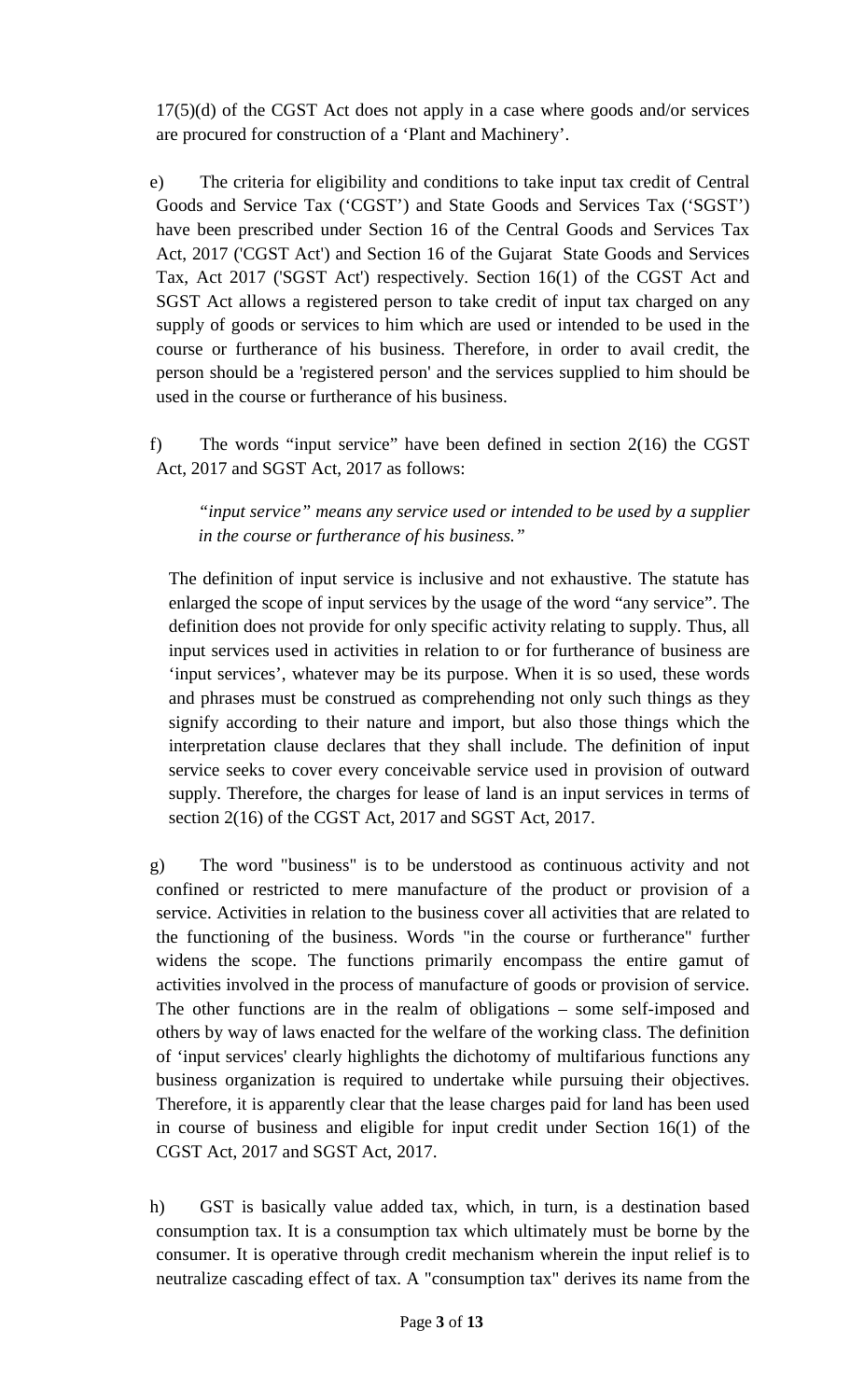17(5)(d) of the CGST Act does not apply in a case where goods and/or services are procured for construction of a 'Plant and Machinery'.

e) The criteria for eligibility and conditions to take input tax credit of Central Goods and Service Tax ('CGST') and State Goods and Services Tax ('SGST') have been prescribed under Section 16 of the Central Goods and Services Tax Act, 2017 ('CGST Act') and Section 16 of the Gujarat State Goods and Services Tax, Act 2017 ('SGST Act') respectively. Section 16(1) of the CGST Act and SGST Act allows a registered person to take credit of input tax charged on any supply of goods or services to him which are used or intended to be used in the course or furtherance of his business. Therefore, in order to avail credit, the person should be a 'registered person' and the services supplied to him should be used in the course or furtherance of his business.

f) The words "input service" have been defined in section 2(16) the CGST Act, 2017 and SGST Act, 2017 as follows:

> *"input service" means any service used or intended to be used by a supplier in the course or furtherance of his business."*

The definition of input service is inclusive and not exhaustive. The statute has enlarged the scope of input services by the usage of the word "any service". The definition does not provide for only specific activity relating to supply. Thus, all input services used in activities in relation to or for furtherance of business are 'input services', whatever may be its purpose. When it is so used, these words and phrases must be construed as comprehending not only such things as they signify according to their nature and import, but also those things which the interpretation clause declares that they shall include. The definition of input service seeks to cover every conceivable service used in provision of outward supply. Therefore, the charges for lease of land is an input services in terms of section 2(16) of the CGST Act, 2017 and SGST Act, 2017.

g) The word "business" is to be understood as continuous activity and not confined or restricted to mere manufacture of the product or provision of a service. Activities in relation to the business cover all activities that are related to the functioning of the business. Words "in the course or furtherance" further widens the scope. The functions primarily encompass the entire gamut of activities involved in the process of manufacture of goods or provision of service. The other functions are in the realm of obligations – some self-imposed and others by way of laws enacted for the welfare of the working class. The definition of 'input services' clearly highlights the dichotomy of multifarious functions any business organization is required to undertake while pursuing their objectives. Therefore, it is apparently clear that the lease charges paid for land has been used in course of business and eligible for input credit under Section 16(1) of the CGST Act, 2017 and SGST Act, 2017.

h) GST is basically value added tax, which, in turn, is a destination based consumption tax. It is a consumption tax which ultimately must be borne by the consumer. It is operative through credit mechanism wherein the input relief is to neutralize cascading effect of tax. A "consumption tax" derives its name from the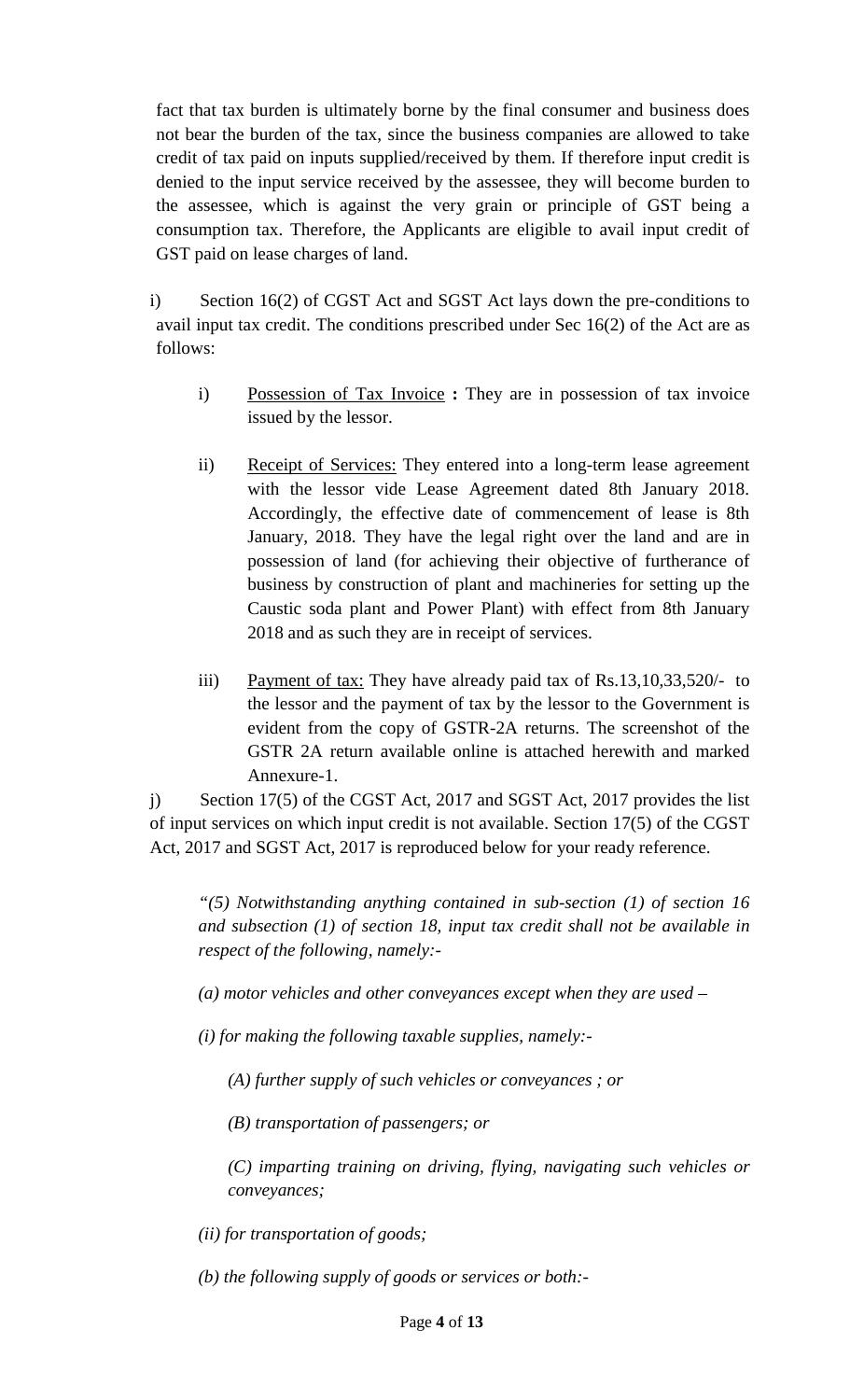fact that tax burden is ultimately borne by the final consumer and business does not bear the burden of the tax, since the business companies are allowed to take credit of tax paid on inputs supplied/received by them. If therefore input credit is denied to the input service received by the assessee, they will become burden to the assessee, which is against the very grain or principle of GST being a consumption tax. Therefore, the Applicants are eligible to avail input credit of GST paid on lease charges of land.

i) Section 16(2) of CGST Act and SGST Act lays down the pre-conditions to avail input tax credit. The conditions prescribed under Sec 16(2) of the Act are as follows:

i) Possession of Tax Invoice **:** They are in possession of tax invoice issued by the lessor.

ii) Receipt of Services: They entered into a long-term lease agreement with the lessor vide Lease Agreement dated 8th January 2018. Accordingly, the effective date of commencement of lease is 8th January, 2018. They have the legal right over the land and are in possession of land (for achieving their objective of furtherance of business by construction of plant and machineries for setting up the Caustic soda plant and Power Plant) with effect from 8th January 2018 and as such they are in receipt of services.

iii) Payment of tax: They have already paid tax of Rs.13,10,33,520/- to the lessor and the payment of tax by the lessor to the Government is evident from the copy of GSTR-2A returns. The screenshot of the GSTR 2A return available online is attached herewith and marked Annexure-1.

j) Section 17(5) of the CGST Act, 2017 and SGST Act, 2017 provides the list of input services on which input credit is not available. Section 17(5) of the CGST Act, 2017 and SGST Act, 2017 is reproduced below for your ready reference.

*"(5) Notwithstanding anything contained in sub-section (1) of section 16 and subsection (1) of section 18, input tax credit shall not be available in respect of the following, namely:-*

*(a) motor vehicles and other conveyances except when they are used –*

*(i) for making the following taxable supplies, namely:-*

*(A) further supply of such vehicles or conveyances ; or*

*(B) transportation of passengers; or*

*(C) imparting training on driving, flying, navigating such vehicles or conveyances;*

*(ii) for transportation of goods;*

*(b) the following supply of goods or services or both:-*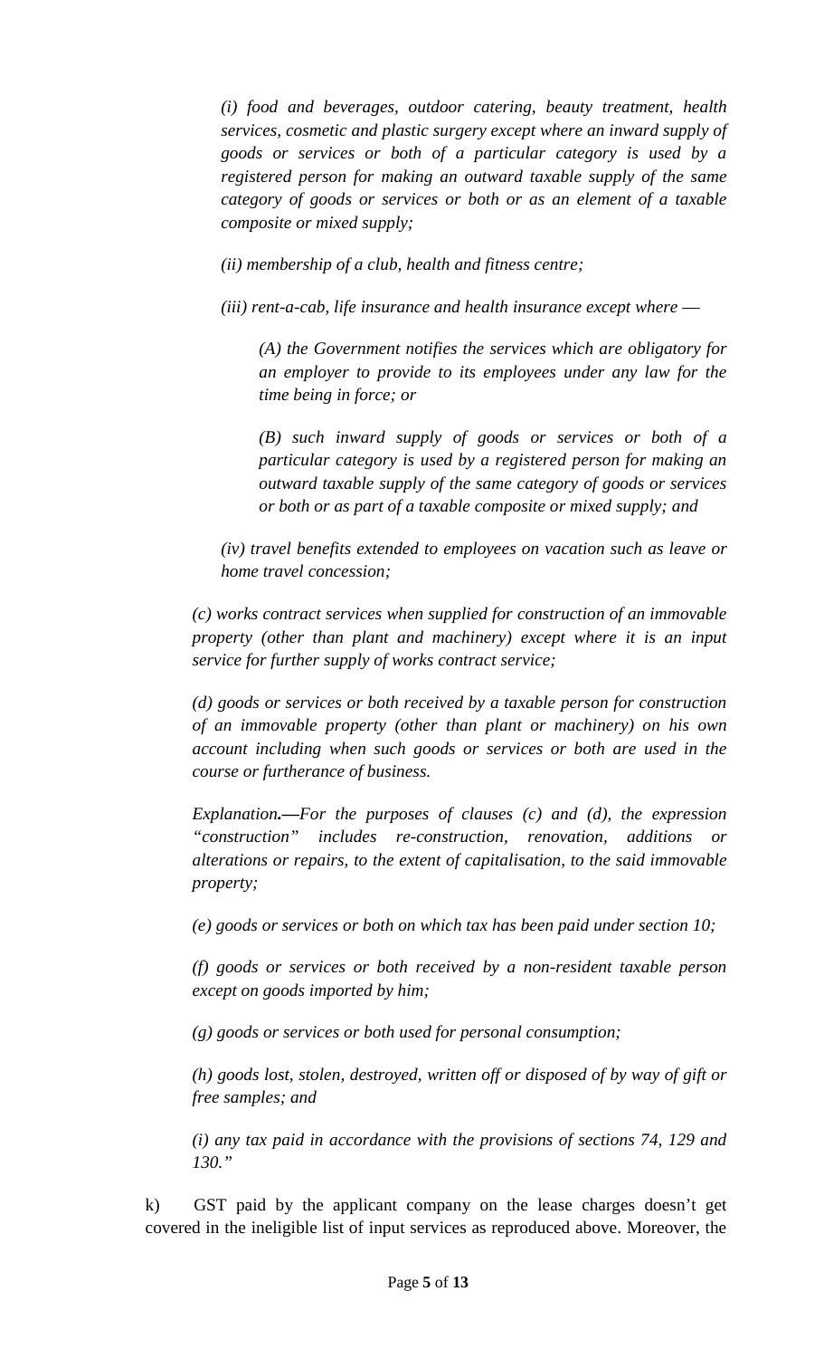*(i) food and beverages, outdoor catering, beauty treatment, health services, cosmetic and plastic surgery except where an inward supply of goods or services or both of a particular category is used by a registered person for making an outward taxable supply of the same category of goods or services or both or as an element of a taxable composite or mixed supply;*

*(ii) membership of a club, health and fitness centre;*

*(iii) rent-a-cab, life insurance and health insurance except where —*

*(A) the Government notifies the services which are obligatory for an employer to provide to its employees under any law for the time being in force; or*

*(B) such inward supply of goods or services or both of a particular category is used by a registered person for making an outward taxable supply of the same category of goods or services or both or as part of a taxable composite or mixed supply; and*

*(iv) travel benefits extended to employees on vacation such as leave or home travel concession;*

*(c) works contract services when supplied for construction of an immovable property (other than plant and machinery) except where it is an input service for further supply of works contract service;*

*(d) goods or services or both received by a taxable person for construction of an immovable property (other than plant or machinery) on his own account including when such goods or services or both are used in the course or furtherance of business.*

*Explanation.—For the purposes of clauses (c) and (d), the expression "construction" includes re-construction, renovation, additions or alterations or repairs, to the extent of capitalisation, to the said immovable property;*

*(e) goods or services or both on which tax has been paid under section 10;*

*(f) goods or services or both received by a non-resident taxable person except on goods imported by him;*

*(g) goods or services or both used for personal consumption;*

*(h) goods lost, stolen, destroyed, written off or disposed of by way of gift or free samples; and*

*(i) any tax paid in accordance with the provisions of sections 74, 129 and 130."*

k) GST paid by the applicant company on the lease charges doesn't get covered in the ineligible list of input services as reproduced above. Moreover, the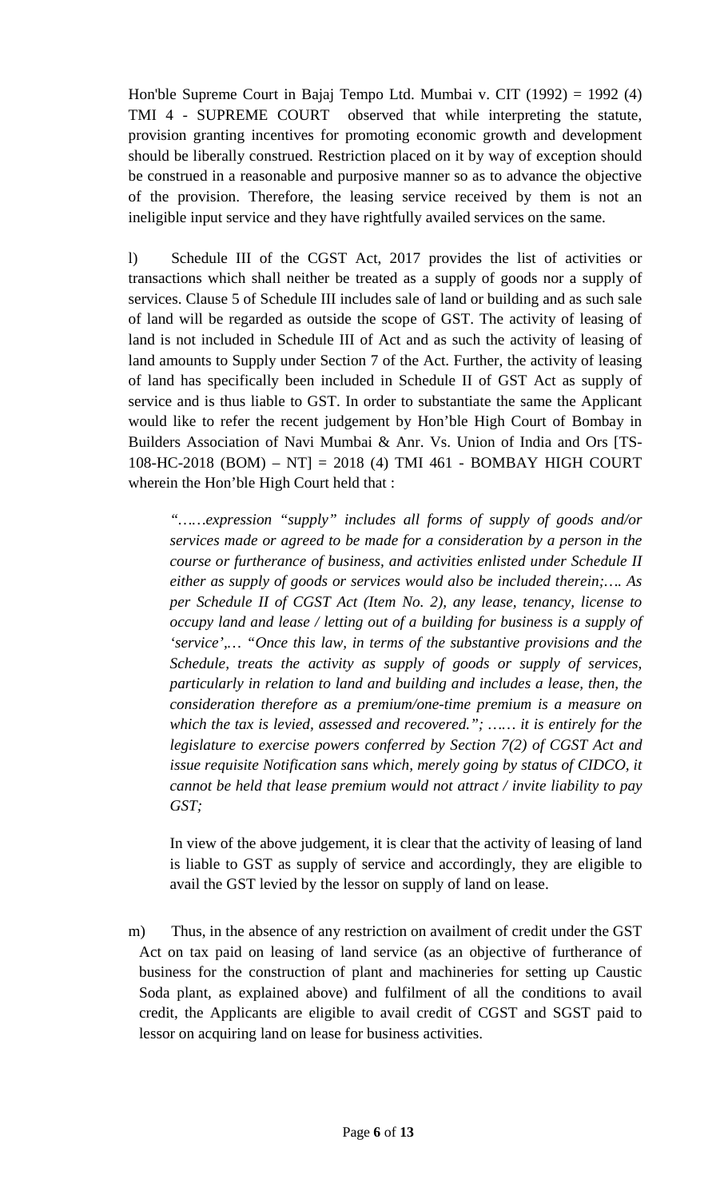Hon'ble Supreme Court in Bajaj Tempo Ltd. Mumbai v. CIT (1992) = 1992 (4) TMI 4 - SUPREME COURT observed that while interpreting the statute, provision granting incentives for promoting economic growth and development should be liberally construed. Restriction placed on it by way of exception should be construed in a reasonable and purposive manner so as to advance the objective of the provision. Therefore, the leasing service received by them is not an ineligible input service and they have rightfully availed services on the same.

l) Schedule III of the CGST Act, 2017 provides the list of activities or transactions which shall neither be treated as a supply of goods nor a supply of services. Clause 5 of Schedule III includes sale of land or building and as such sale of land will be regarded as outside the scope of GST. The activity of leasing of land is not included in Schedule III of Act and as such the activity of leasing of land amounts to Supply under Section 7 of the Act. Further, the activity of leasing of land has specifically been included in Schedule II of GST Act as supply of service and is thus liable to GST. In order to substantiate the same the Applicant would like to refer the recent judgement by Hon'ble High Court of Bombay in Builders Association of Navi Mumbai & Anr. Vs. Union of India and Ors [TS-108-HC-2018 (BOM) – NT] = 2018 (4) TMI 461 - BOMBAY HIGH COURT wherein the Hon'ble High Court held that :

> *"……expression "supply" includes all forms of supply of goods and/or services made or agreed to be made for a consideration by a person in the course or furtherance of business, and activities enlisted under Schedule II either as supply of goods or services would also be included therein;…. As per Schedule II of CGST Act (Item No. 2), any lease, tenancy, license to occupy land and lease / letting out of a building for business is a supply of 'service',… "Once this law, in terms of the substantive provisions and the Schedule, treats the activity as supply of goods or supply of services, particularly in relation to land and building and includes a lease, then, the consideration therefore as a premium/one-time premium is a measure on which the tax is levied, assessed and recovered."; …… it is entirely for the legislature to exercise powers conferred by Section 7(2) of CGST Act and issue requisite Notification sans which, merely going by status of CIDCO, it cannot be held that lease premium would not attract / invite liability to pay GST;*

In view of the above judgement, it is clear that the activity of leasing of land is liable to GST as supply of service and accordingly, they are eligible to avail the GST levied by the lessor on supply of land on lease.

m) Thus, in the absence of any restriction on availment of credit under the GST Act on tax paid on leasing of land service (as an objective of furtherance of business for the construction of plant and machineries for setting up Caustic Soda plant, as explained above) and fulfilment of all the conditions to avail credit, the Applicants are eligible to avail credit of CGST and SGST paid to lessor on acquiring land on lease for business activities.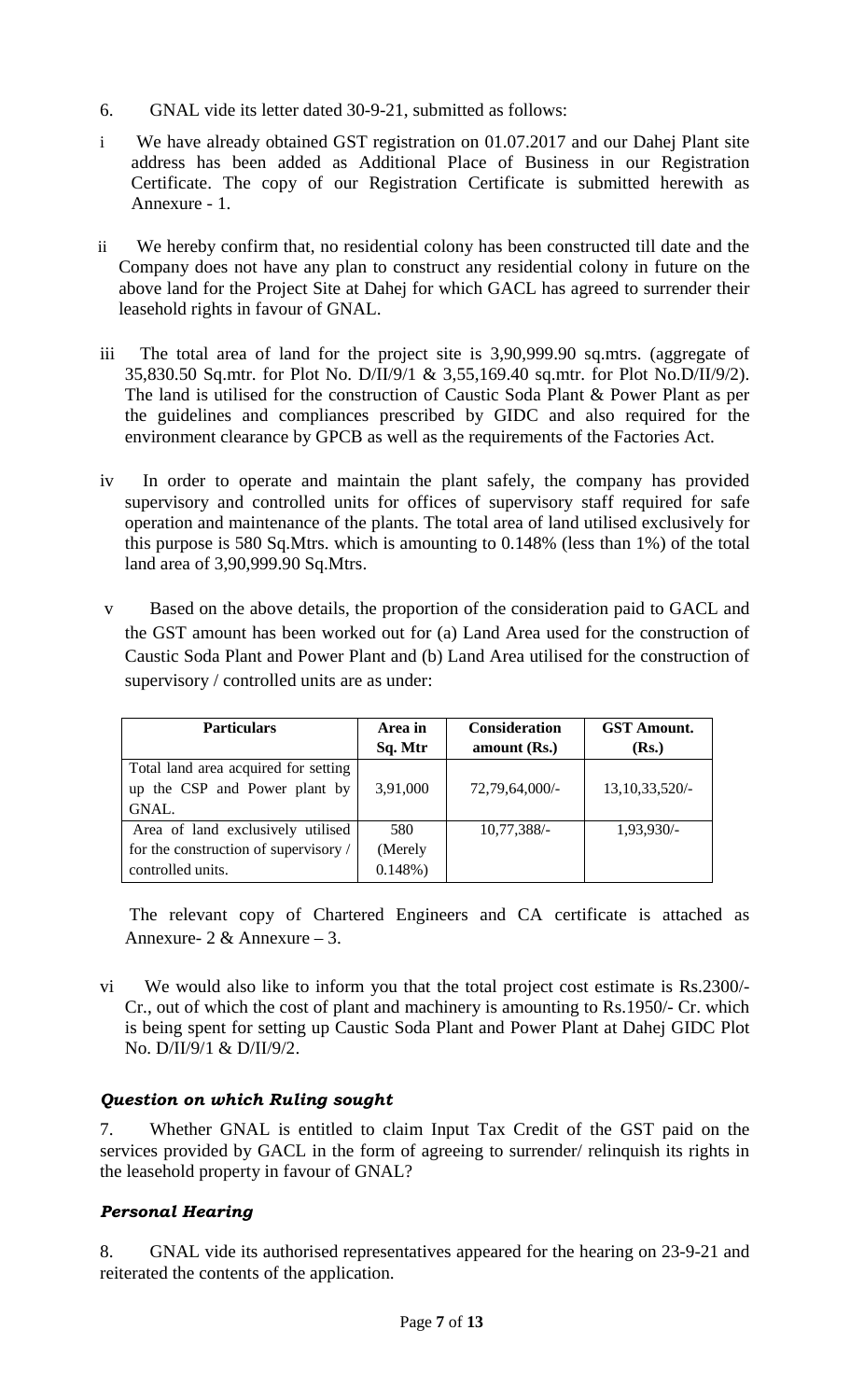6. GNAL vide its letter dated 30-9-21, submitted as follows:

i We have already obtained GST registration on 01.07.2017 and our Dahej Plant site address has been added as Additional Place of Business in our Registration Certificate. The copy of our Registration Certificate is submitted herewith as Annexure - 1.

ii We hereby confirm that, no residential colony has been constructed till date and the Company does not have any plan to construct any residential colony in future on the above land for the Project Site at Dahej for which GACL has agreed to surrender their leasehold rights in favour of GNAL.

iii The total area of land for the project site is 3,90,999.90 sq.mtrs. (aggregate of 35,830.50 Sq.mtr. for Plot No. D/II/9/1 & 3,55,169.40 sq.mtr. for Plot No.D/II/9/2). The land is utilised for the construction of Caustic Soda Plant & Power Plant as per the guidelines and compliances prescribed by GIDC and also required for the environment clearance by GPCB as well as the requirements of the Factories Act.

iv In order to operate and maintain the plant safely, the company has provided supervisory and controlled units for offices of supervisory staff required for safe operation and maintenance of the plants. The total area of land utilised exclusively for this purpose is 580 Sq.Mtrs. which is amounting to 0.148% (less than 1%) of the total land area of 3,90,999.90 Sq.Mtrs.

v Based on the above details, the proportion of the consideration paid to GACL and the GST amount has been worked out for (a) Land Area used for the construction of Caustic Soda Plant and Power Plant and (b) Land Area utilised for the construction of supervisory / controlled units are as under:

| Particulars | Area in Sq. Mtr | Consideration amount (Rs.) | GST Amount. (Rs.) |
|---|---|---|---|
| Total land area acquired for setting up the CSP and Power plant by GNAL. | 3,91,000 | 72,79,64,000/- | 13,10,33,520/- |
| Area of land exclusively utilised for the construction of supervisory / controlled units. | 580 (Merely 0.148%) | 10,77,388/- | 1,93,930/- |

The relevant copy of Chartered Engineers and CA certificate is attached as Annexure- 2 & Annexure – 3.

vi We would also like to inform you that the total project cost estimate is Rs.2300/- Cr., out of which the cost of plant and machinery is amounting to Rs.1950/- Cr. which is being spent for setting up Caustic Soda Plant and Power Plant at Dahej GIDC Plot No. D/II/9/1 & D/II/9/2.

### *Question on which Ruling sought*

7. Whether GNAL is entitled to claim Input Tax Credit of the GST paid on the services provided by GACL in the form of agreeing to surrender/ relinquish its rights in the leasehold property in favour of GNAL?

### *Personal Hearing*

8. GNAL vide its authorised representatives appeared for the hearing on 23-9-21 and reiterated the contents of the application.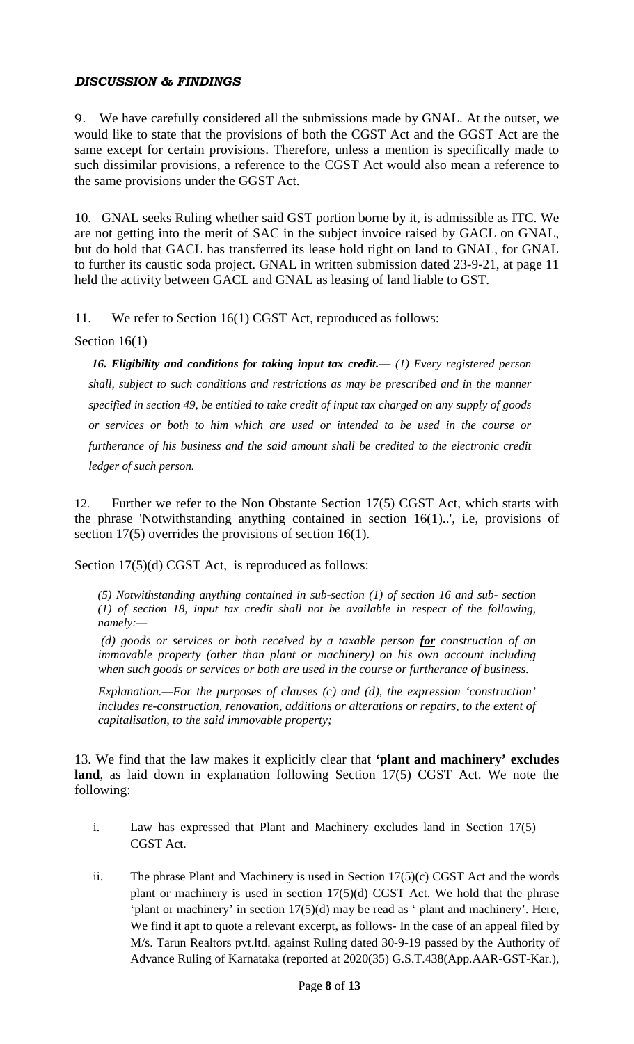***DISCUSSION & FINDINGS***

9. We have carefully considered all the submissions made by GNAL. At the outset, we would like to state that the provisions of both the CGST Act and the GGST Act are the same except for certain provisions. Therefore, unless a mention is specifically made to such dissimilar provisions, a reference to the CGST Act would also mean a reference to the same provisions under the GGST Act.

10. GNAL seeks Ruling whether said GST portion borne by it, is admissible as ITC. We are not getting into the merit of SAC in the subject invoice raised by GACL on GNAL, but do hold that GACL has transferred its lease hold right on land to GNAL, for GNAL to further its caustic soda project. GNAL in written submission dated 23-9-21, at page 11 held the activity between GACL and GNAL as leasing of land liable to GST.

11. We refer to Section 16(1) CGST Act, reproduced as follows:

Section 16(1)

> ***16. Eligibility and conditions for taking input tax credit.—*** *(1) Every registered person shall, subject to such conditions and restrictions as may be prescribed and in the manner specified in section 49, be entitled to take credit of input tax charged on any supply of goods or services or both to him which are used or intended to be used in the course or furtherance of his business and the said amount shall be credited to the electronic credit ledger of such person.*

12. Further we refer to the Non Obstante Section 17(5) CGST Act, which starts with the phrase 'Notwithstanding anything contained in section 16(1)..', i.e, provisions of section 17(5) overrides the provisions of section 16(1).

Section 17(5)(d) CGST Act, is reproduced as follows:

> *(5) Notwithstanding anything contained in sub-section (1) of section 16 and sub- section (1) of section 18, input tax credit shall not be available in respect of the following, namely:—*
>
> *(d) goods or services or both received by a taxable person **<u>for</u>** construction of an immovable property (other than plant or machinery) on his own account including when such goods or services or both are used in the course or furtherance of business.*
>
> *Explanation.—For the purposes of clauses (c) and (d), the expression 'construction' includes re-construction, renovation, additions or alterations or repairs, to the extent of capitalisation, to the said immovable property;*

13. We find that the law makes it explicitly clear that **'plant and machinery' excludes land**, as laid down in explanation following Section 17(5) CGST Act. We note the following:

i. Law has expressed that Plant and Machinery excludes land in Section 17(5) CGST Act.

ii. The phrase Plant and Machinery is used in Section 17(5)(c) CGST Act and the words plant or machinery is used in section 17(5)(d) CGST Act. We hold that the phrase 'plant or machinery' in section 17(5)(d) may be read as ' plant and machinery'. Here, We find it apt to quote a relevant excerpt, as follows- In the case of an appeal filed by M/s. Tarun Realtors pvt.ltd. against Ruling dated 30-9-19 passed by the Authority of Advance Ruling of Karnataka (reported at 2020(35) G.S.T.438(App.AAR-GST-Kar.),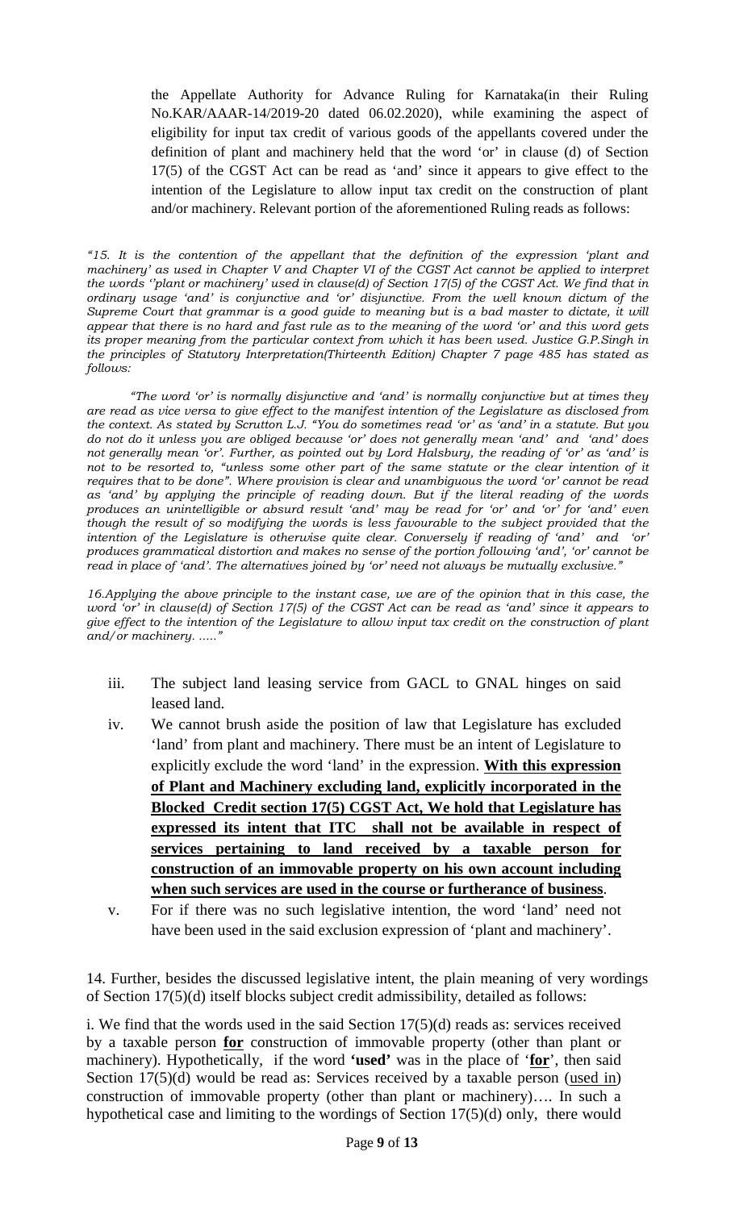the Appellate Authority for Advance Ruling for Karnataka(in their Ruling No.KAR/AAAR-14/2019-20 dated 06.02.2020), while examining the aspect of eligibility for input tax credit of various goods of the appellants covered under the definition of plant and machinery held that the word 'or' in clause (d) of Section 17(5) of the CGST Act can be read as 'and' since it appears to give effect to the intention of the Legislature to allow input tax credit on the construction of plant and/or machinery. Relevant portion of the aforementioned Ruling reads as follows:

*"15. It is the contention of the appellant that the definition of the expression 'plant and machinery' as used in Chapter V and Chapter VI of the CGST Act cannot be applied to interpret the words ''plant or machinery' used in clause(d) of Section 17(5) of the CGST Act. We find that in ordinary usage 'and' is conjunctive and 'or' disjunctive. From the well known dictum of the Supreme Court that grammar is a good guide to meaning but is a bad master to dictate, it will appear that there is no hard and fast rule as to the meaning of the word 'or' and this word gets its proper meaning from the particular context from which it has been used. Justice G.P.Singh in the principles of Statutory Interpretation(Thirteenth Edition) Chapter 7 page 485 has stated as follows:*

*"The word 'or' is normally disjunctive and 'and' is normally conjunctive but at times they are read as vice versa to give effect to the manifest intention of the Legislature as disclosed from the context. As stated by Scrutton L.J. "You do sometimes read 'or' as 'and' in a statute. But you do not do it unless you are obliged because 'or' does not generally mean 'and' and 'and' does not generally mean 'or'. Further, as pointed out by Lord Halsbury, the reading of 'or' as 'and' is not to be resorted to, "unless some other part of the same statute or the clear intention of it requires that to be done". Where provision is clear and unambiguous the word 'or' cannot be read as 'and' by applying the principle of reading down. But if the literal reading of the words produces an unintelligible or absurd result 'and' may be read for 'or' and 'or' for 'and' even though the result of so modifying the words is less favourable to the subject provided that the intention of the Legislature is otherwise quite clear. Conversely if reading of 'and' and 'or' produces grammatical distortion and makes no sense of the portion following 'and', 'or' cannot be read in place of 'and'. The alternatives joined by 'or' need not always be mutually exclusive."*

*16.Applying the above principle to the instant case, we are of the opinion that in this case, the word 'or' in clause(d) of Section 17(5) of the CGST Act can be read as 'and' since it appears to give effect to the intention of the Legislature to allow input tax credit on the construction of plant and/or machinery. ....."*

iii. The subject land leasing service from GACL to GNAL hinges on said leased land.

iv. We cannot brush aside the position of law that Legislature has excluded 'land' from plant and machinery. There must be an intent of Legislature to explicitly exclude the word 'land' in the expression. **With this expression of Plant and Machinery excluding land, explicitly incorporated in the Blocked Credit section 17(5) CGST Act, We hold that Legislature has expressed its intent that ITC shall not be available in respect of services pertaining to land received by a taxable person for construction of an immovable property on his own account including when such services are used in the course or furtherance of business**.

v. For if there was no such legislative intention, the word 'land' need not have been used in the said exclusion expression of 'plant and machinery'.

14. Further, besides the discussed legislative intent, the plain meaning of very wordings of Section 17(5)(d) itself blocks subject credit admissibility, detailed as follows:

i. We find that the words used in the said Section 17(5)(d) reads as: services received by a taxable person **for** construction of immovable property (other than plant or machinery). Hypothetically, if the word **'used'** was in the place of '**for**', then said Section 17(5)(d) would be read as: Services received by a taxable person (used in) construction of immovable property (other than plant or machinery)…. In such a hypothetical case and limiting to the wordings of Section 17(5)(d) only, there would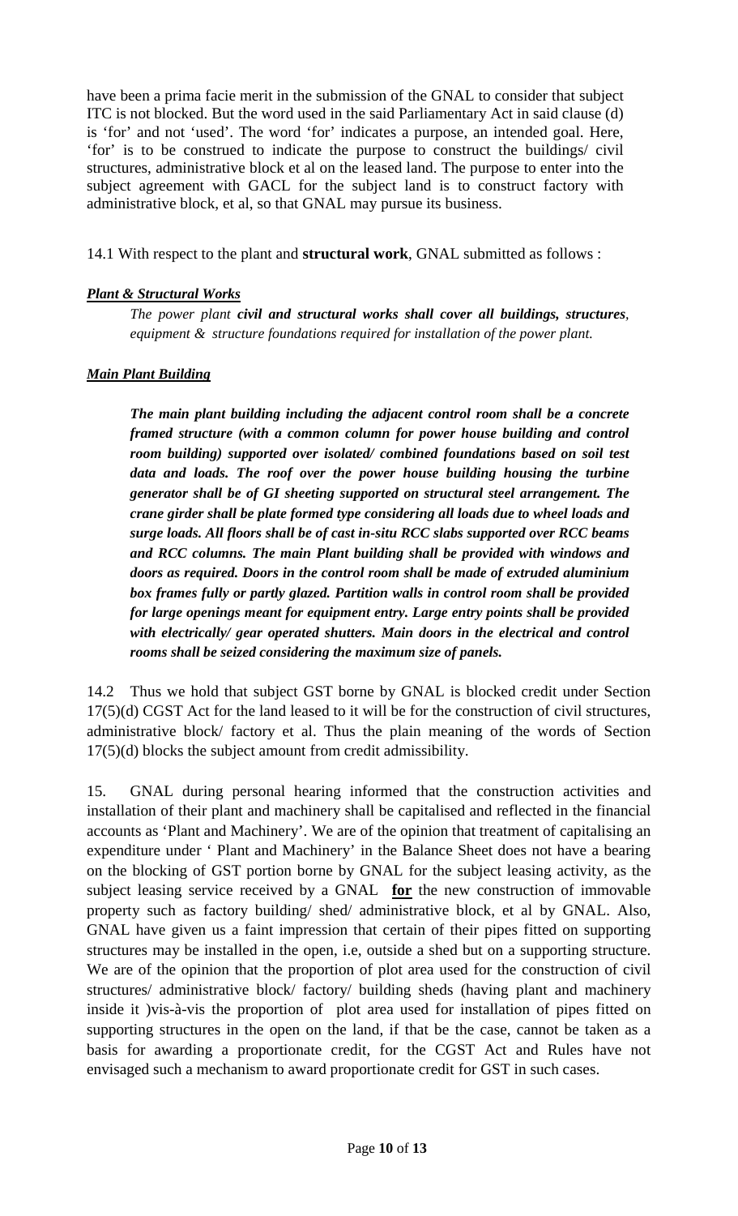have been a prima facie merit in the submission of the GNAL to consider that subject ITC is not blocked. But the word used in the said Parliamentary Act in said clause (d) is 'for' and not 'used'. The word 'for' indicates a purpose, an intended goal. Here, 'for' is to be construed to indicate the purpose to construct the buildings/ civil structures, administrative block et al on the leased land. The purpose to enter into the subject agreement with GACL for the subject land is to construct factory with administrative block, et al, so that GNAL may pursue its business.

14.1 With respect to the plant and **structural work**, GNAL submitted as follows :

***Plant & Structural Works***

> *The power plant **civil and structural works shall cover all buildings, structures**, equipment & structure foundations required for installation of the power plant.*

***Main Plant Building***

> ***The main plant building including the adjacent control room shall be a concrete framed structure (with a common column for power house building and control room building) supported over isolated/ combined foundations based on soil test data and loads. The roof over the power house building housing the turbine generator shall be of GI sheeting supported on structural steel arrangement. The crane girder shall be plate formed type considering all loads due to wheel loads and surge loads. All floors shall be of cast in-situ RCC slabs supported over RCC beams and RCC columns. The main Plant building shall be provided with windows and doors as required. Doors in the control room shall be made of extruded aluminium box frames fully or partly glazed. Partition walls in control room shall be provided for large openings meant for equipment entry. Large entry points shall be provided with electrically/ gear operated shutters. Main doors in the electrical and control rooms shall be seized considering the maximum size of panels.***

14.2 Thus we hold that subject GST borne by GNAL is blocked credit under Section 17(5)(d) CGST Act for the land leased to it will be for the construction of civil structures, administrative block/ factory et al. Thus the plain meaning of the words of Section 17(5)(d) blocks the subject amount from credit admissibility.

15. GNAL during personal hearing informed that the construction activities and installation of their plant and machinery shall be capitalised and reflected in the financial accounts as 'Plant and Machinery'. We are of the opinion that treatment of capitalising an expenditure under ' Plant and Machinery' in the Balance Sheet does not have a bearing on the blocking of GST portion borne by GNAL for the subject leasing activity, as the subject leasing service received by a GNAL <u>**for**</u> the new construction of immovable property such as factory building/ shed/ administrative block, et al by GNAL. Also, GNAL have given us a faint impression that certain of their pipes fitted on supporting structures may be installed in the open, i.e, outside a shed but on a supporting structure. We are of the opinion that the proportion of plot area used for the construction of civil structures/ administrative block/ factory/ building sheds (having plant and machinery inside it )vis-à-vis the proportion of plot area used for installation of pipes fitted on supporting structures in the open on the land, if that be the case, cannot be taken as a basis for awarding a proportionate credit, for the CGST Act and Rules have not envisaged such a mechanism to award proportionate credit for GST in such cases.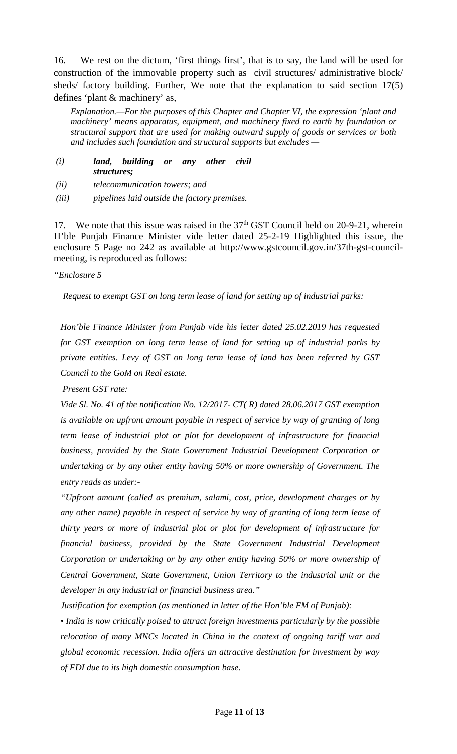16. We rest on the dictum, 'first things first', that is to say, the land will be used for construction of the immovable property such as civil structures/ administrative block/ sheds/ factory building. Further, We note that the explanation to said section 17(5) defines 'plant & machinery' as,

> *Explanation.—For the purposes of this Chapter and Chapter VI, the expression 'plant and machinery' means apparatus, equipment, and machinery fixed to earth by foundation or structural support that are used for making outward supply of goods or services or both and includes such foundation and structural supports but excludes —*
>
> *(i)* ***land, building or any other civil structures;***
>
> *(ii) telecommunication towers; and*
>
> *(iii) pipelines laid outside the factory premises.*

17. We note that this issue was raised in the 37[th] GST Council held on 20-9-21, wherein H'ble Punjab Finance Minister vide letter dated 25-2-19 Highlighted this issue, the enclosure 5 Page no 242 as available at http://www.gstcouncil.gov.in/37th-gst-council-meeting, is reproduced as follows:

*"Enclosure 5*

*Request to exempt GST on long term lease of land for setting up of industrial parks:*

*Hon'ble Finance Minister from Punjab vide his letter dated 25.02.2019 has requested for GST exemption on long term lease of land for setting up of industrial parks by private entities. Levy of GST on long term lease of land has been referred by GST Council to the GoM on Real estate.*

*Present GST rate:*

*Vide Sl. No. 41 of the notification No. 12/2017- CT( R) dated 28.06.2017 GST exemption is available on upfront amount payable in respect of service by way of granting of long term lease of industrial plot or plot for development of infrastructure for financial business, provided by the State Government Industrial Development Corporation or undertaking or by any other entity having 50% or more ownership of Government. The entry reads as under:-*

*"Upfront amount (called as premium, salami, cost, price, development charges or by any other name) payable in respect of service by way of granting of long term lease of thirty years or more of industrial plot or plot for development of infrastructure for financial business, provided by the State Government Industrial Development Corporation or undertaking or by any other entity having 50% or more ownership of Central Government, State Government, Union Territory to the industrial unit or the developer in any industrial or financial business area."*

*Justification for exemption (as mentioned in letter of the Hon'ble FM of Punjab):*

*• India is now critically poised to attract foreign investments particularly by the possible relocation of many MNCs located in China in the context of ongoing tariff war and global economic recession. India offers an attractive destination for investment by way of FDI due to its high domestic consumption base.*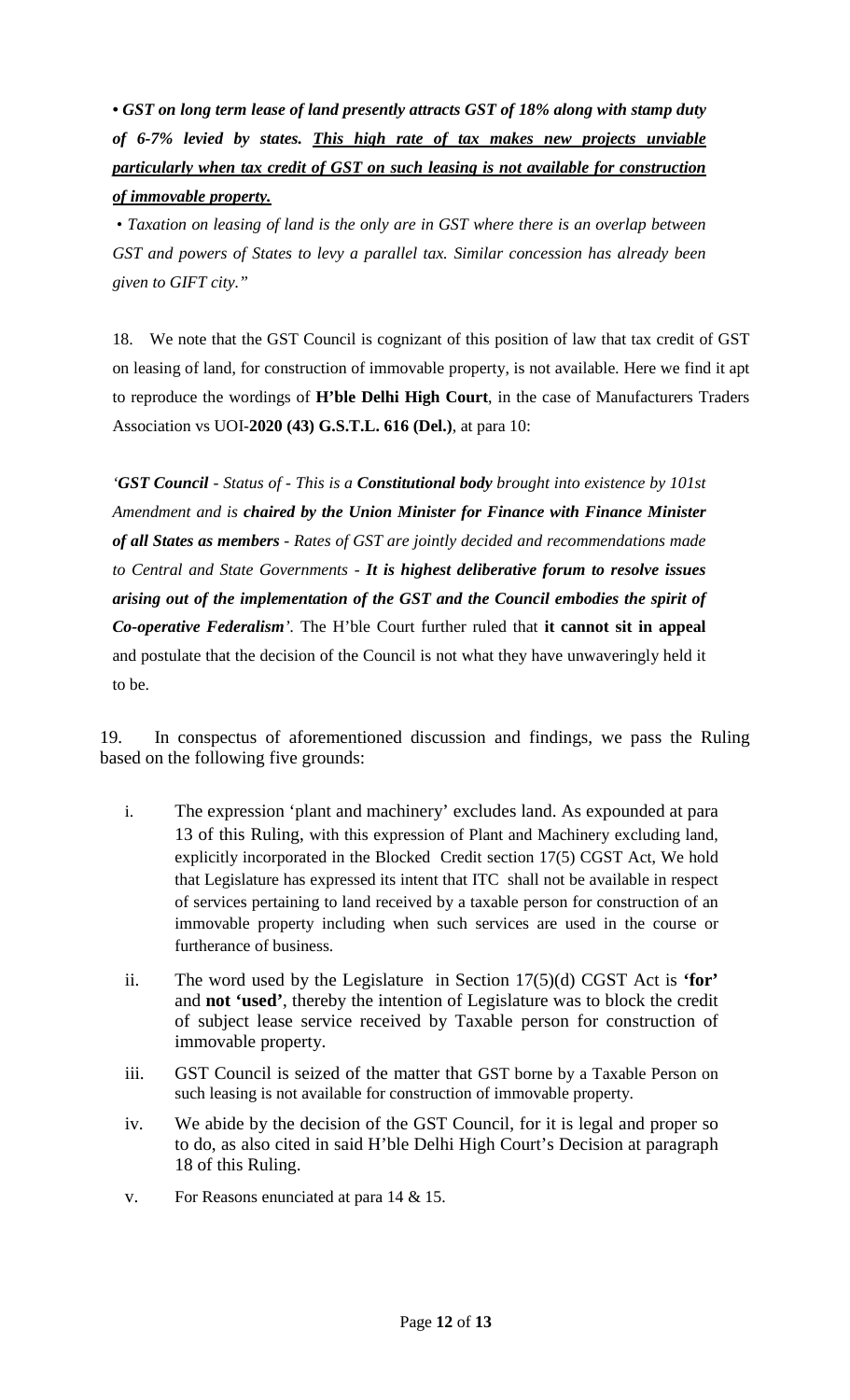***• GST on long term lease of land presently attracts GST of 18% along with stamp duty of 6-7% levied by states. <u>This high rate of tax makes new projects unviable particularly when tax credit of GST on such leasing is not available for construction of immovable property.</u>***

*• Taxation on leasing of land is the only are in GST where there is an overlap between GST and powers of States to levy a parallel tax. Similar concession has already been given to GIFT city."*

18. We note that the GST Council is cognizant of this position of law that tax credit of GST on leasing of land, for construction of immovable property, is not available. Here we find it apt to reproduce the wordings of **H'ble Delhi High Court**, in the case of Manufacturers Traders Association vs UOI-**2020 (43) G.S.T.L. 616 (Del.)**, at para 10:

*'**GST Council** - Status of - This is a **Constitutional body** brought into existence by 101st Amendment and is **chaired by the Union Minister for Finance with Finance Minister of all States as members** - Rates of GST are jointly decided and recommendations made to Central and State Governments - **It is highest deliberative forum to resolve issues arising out of the implementation of the GST and the Council embodies the spirit of Co-operative Federalism**'.* The H'ble Court further ruled that **it cannot sit in appeal** and postulate that the decision of the Council is not what they have unwaveringly held it to be.

19. In conspectus of aforementioned discussion and findings, we pass the Ruling based on the following five grounds:

i. The expression 'plant and machinery' excludes land. As expounded at para 13 of this Ruling, with this expression of Plant and Machinery excluding land, explicitly incorporated in the Blocked Credit section 17(5) CGST Act, We hold that Legislature has expressed its intent that ITC shall not be available in respect of services pertaining to land received by a taxable person for construction of an immovable property including when such services are used in the course or furtherance of business.

ii. The word used by the Legislature in Section 17(5)(d) CGST Act is **'for'** and **not 'used'**, thereby the intention of Legislature was to block the credit of subject lease service received by Taxable person for construction of immovable property.

iii. GST Council is seized of the matter that GST borne by a Taxable Person on such leasing is not available for construction of immovable property.

iv. We abide by the decision of the GST Council, for it is legal and proper so to do, as also cited in said H'ble Delhi High Court's Decision at paragraph 18 of this Ruling.

v. For Reasons enunciated at para 14 & 15.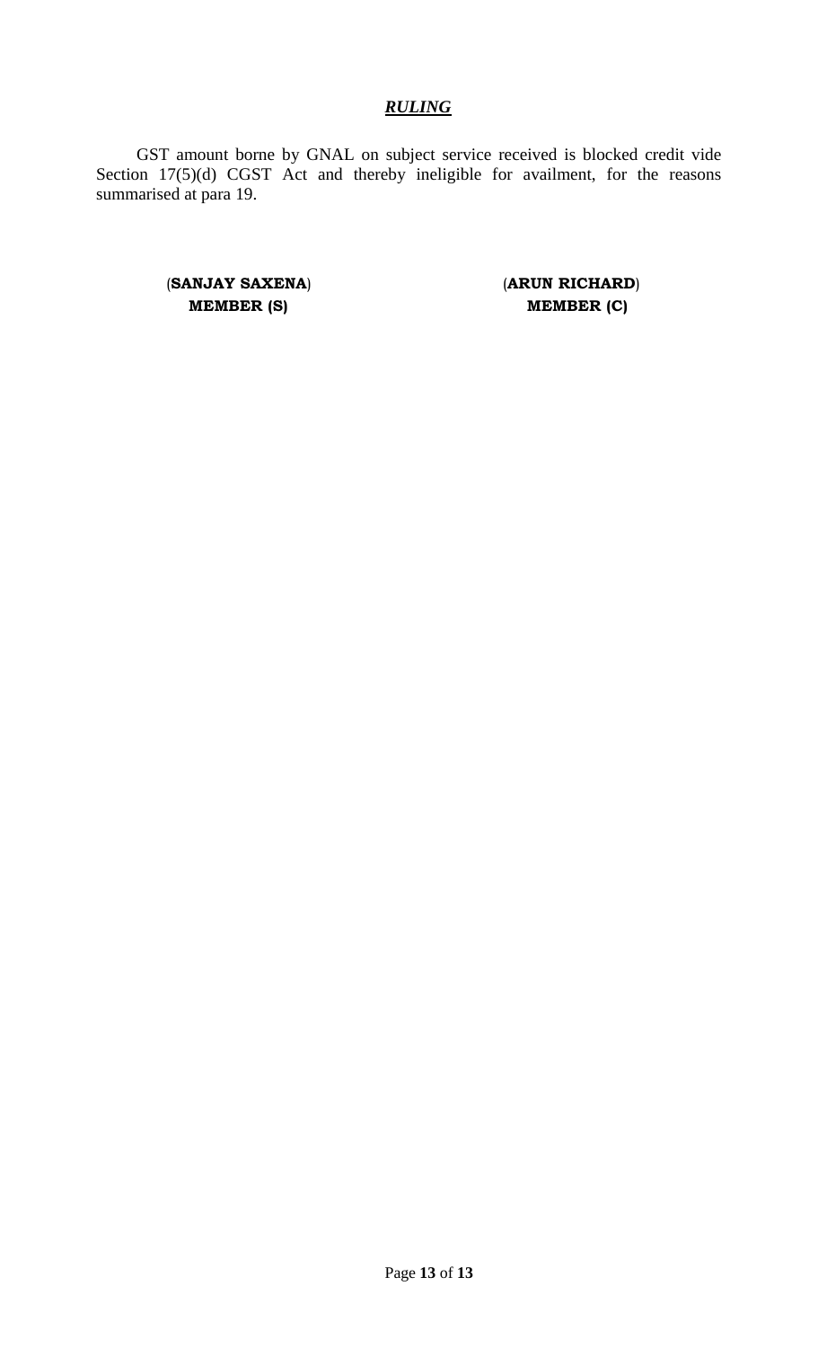## ***RULING***

GST amount borne by GNAL on subject service received is blocked credit vide Section 17(5)(d) CGST Act and thereby ineligible for availment, for the reasons summarised at para 19.

| | |
|---|---|
| (**SANJAY SAXENA**) | (**ARUN RICHARD**) |
| **MEMBER (S)** | **MEMBER (C)** |